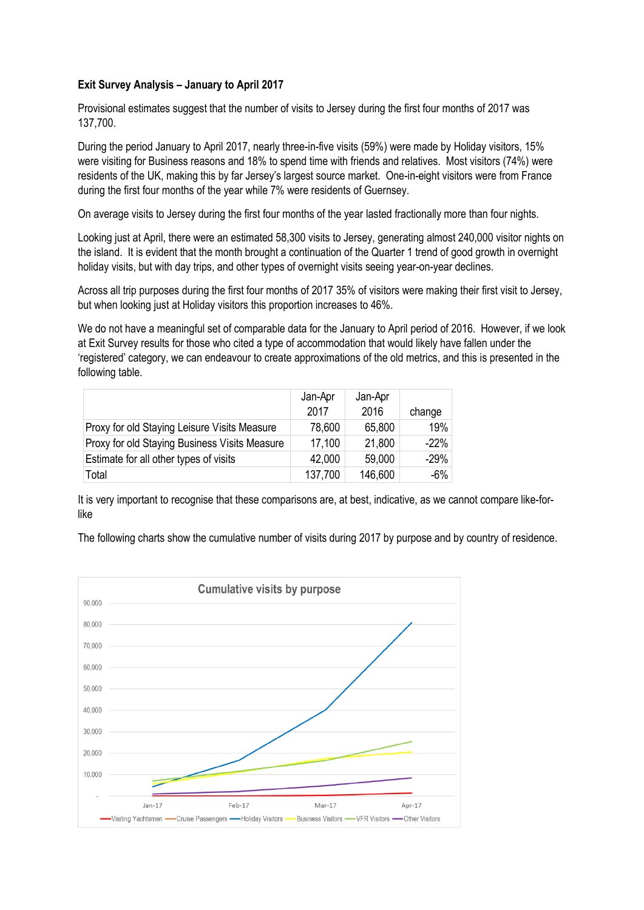**Exit Survey Analysis – January to April 2017**

Provisional estimates suggest that the number of visits to Jersey during the first four months of 2017 was 137,700.

During the period January to April 2017, nearly three-in-five visits (59%) were made by Holiday visitors, 15% were visiting for Business reasons and 18% to spend time with friends and relatives. Most visitors (74%) were residents of the UK, making this by far Jersey's largest source market. One-in-eight visitors were from France during the first four months of the year while 7% were residents of Guernsey.

On average visits to Jersey during the first four months of the year lasted fractionally more than four nights.

Looking just at April, there were an estimated 58,300 visits to Jersey, generating almost 240,000 visitor nights on the island. It is evident that the month brought a continuation of the Quarter 1 trend of good growth in overnight holiday visits, but with day trips, and other types of overnight visits seeing year-on-year declines.

Across all trip purposes during the first four months of 2017 35% of visitors were making their first visit to Jersey, but when looking just at Holiday visitors this proportion increases to 46%.

We do not have a meaningful set of comparable data for the January to April period of 2016. However, if we look at Exit Survey results for those who cited a type of accommodation that would likely have fallen under the 'registered' category, we can endeavour to create approximations of the old metrics, and this is presented in the following table.

| | Jan-Apr 2017 | Jan-Apr 2016 | change |
|---|---|---|---|
| Proxy for old Staying Leisure Visits Measure | 78,600 | 65,800 | 19% |
| Proxy for old Staying Business Visits Measure | 17,100 | 21,800 | -22% |
| Estimate for all other types of visits | 42,000 | 59,000 | -29% |
| Total | 137,700 | 146,600 | -6% |

It is very important to recognise that these comparisons are, at best, indicative, as we cannot compare like-for-like

The following charts show the cumulative number of visits during 2017 by purpose and by country of residence.

Cumulative visits by purpose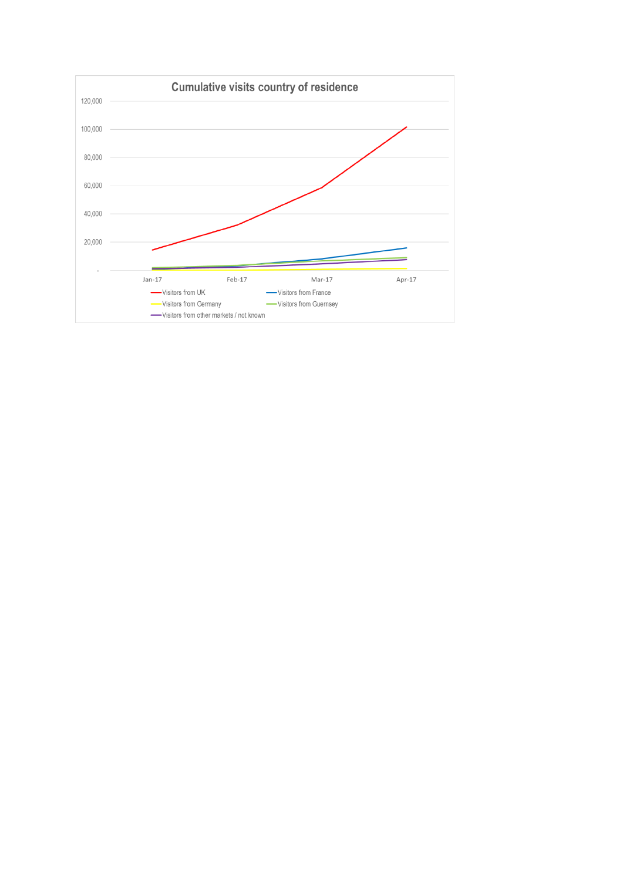Cumulative visits country of residence

120,000

100,000

80,000

60,000

40,000

20,000

-

Jan-17

Feb-17

Mar-17

Apr-17

Visitors from UK

Visitors from France

Visitors from Germany

Visitors from Guernsey

Visitors from other markets / not known